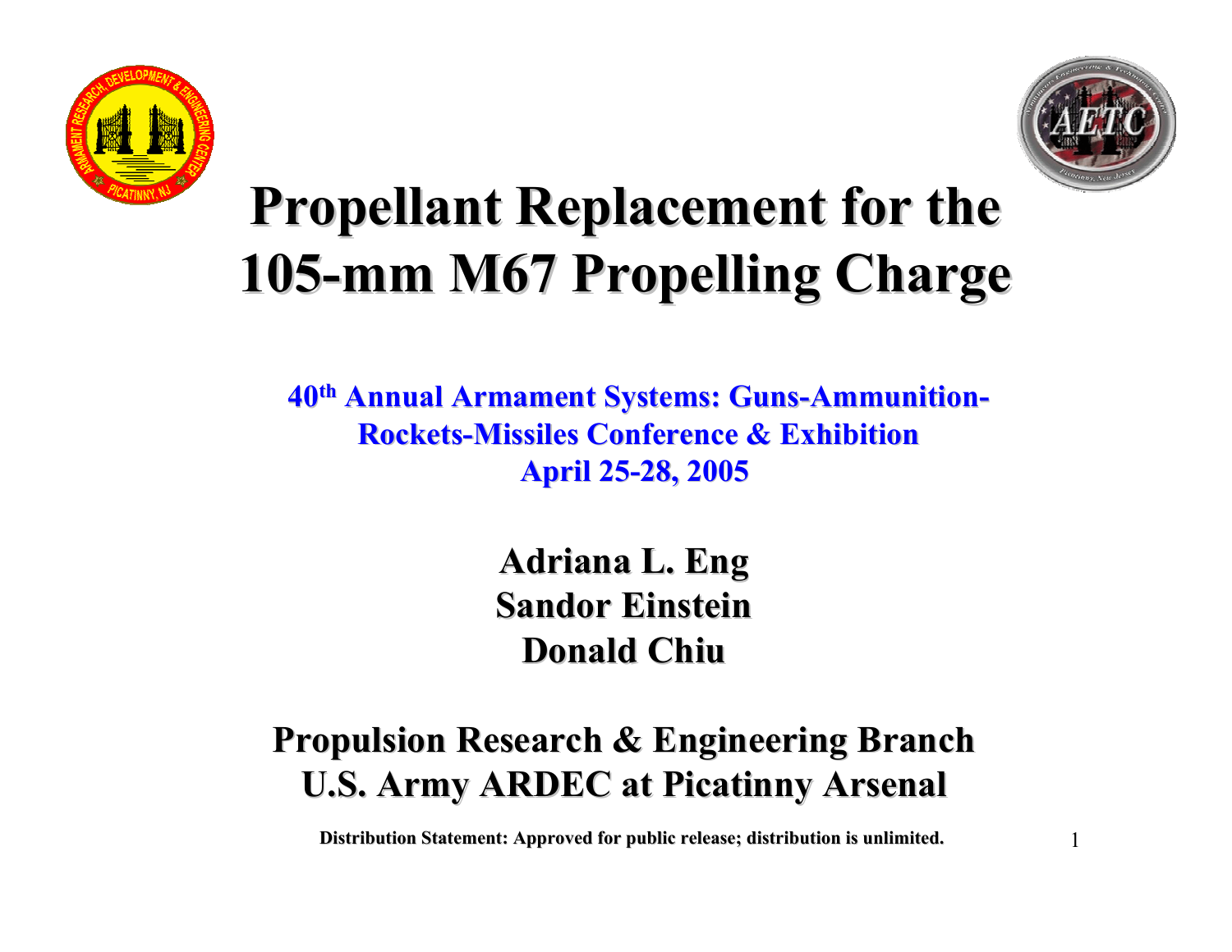# Propellant Replacement for the 105-mm M67 Propelling Charge

**40th Annual Armament Systems: Guns-Ammunition-Rockets-Missiles Conference & Exhibition**
**April 25-28, 2005**

**Adriana L. Eng**
**Sandor Einstein**
**Donald Chiu**

**Propulsion Research & Engineering Branch**
**U.S. Army ARDEC at Picatinny Arsenal**

**Distribution Statement: Approved for public release; distribution is unlimited.**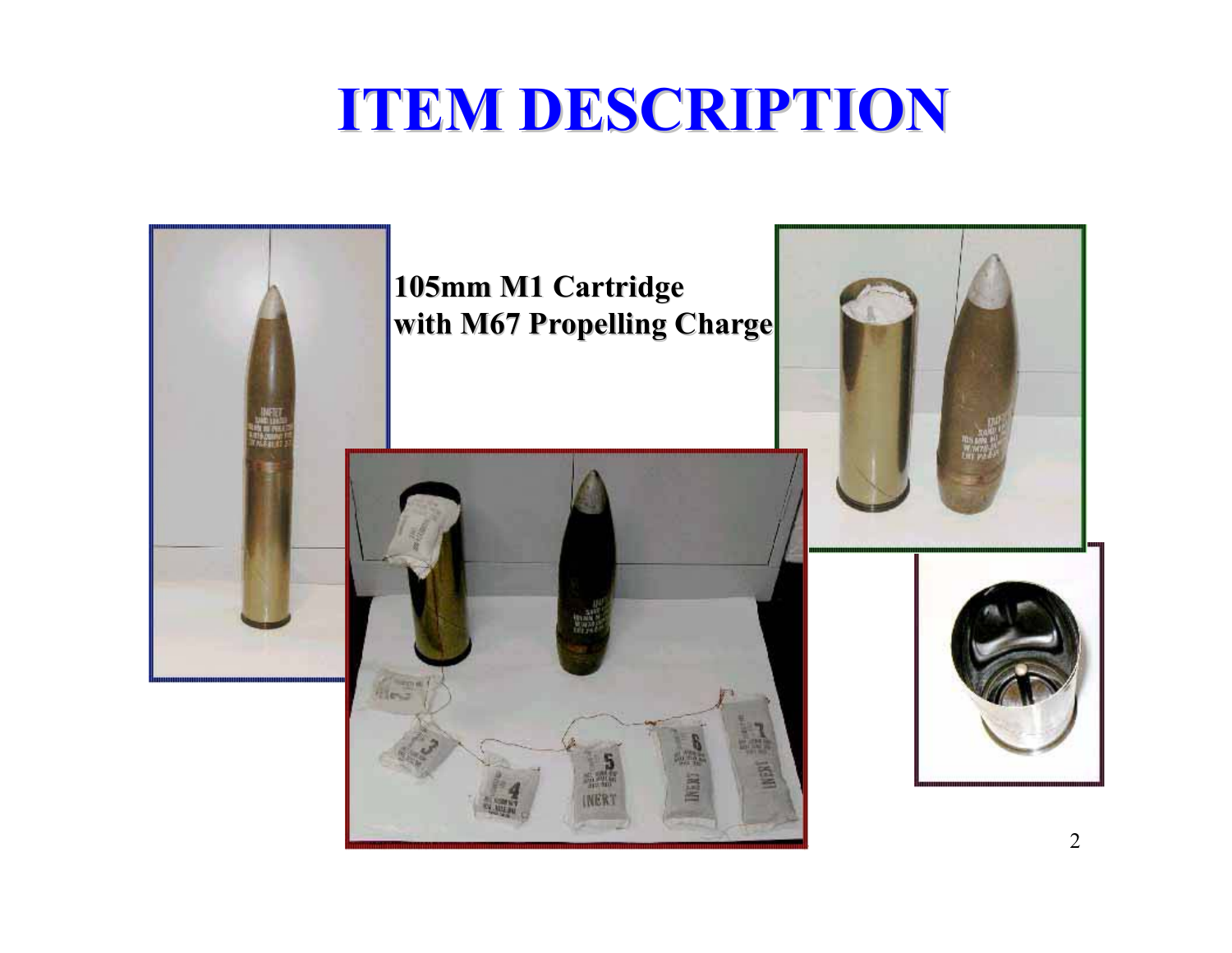# ITEM DESCRIPTION

**105mm M1 Cartridge with M67 Propelling Charge**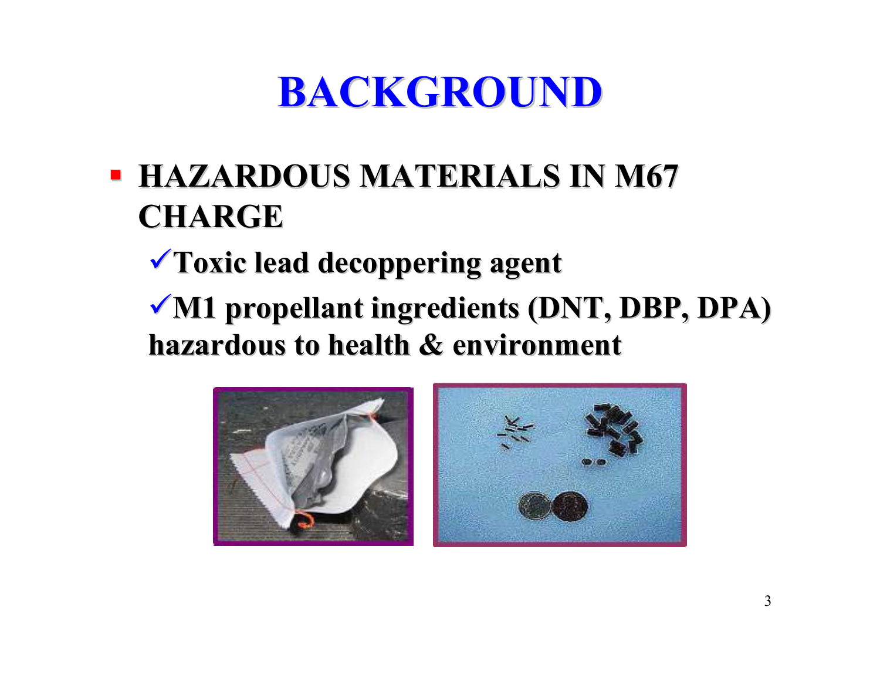# BACKGROUND

- **HAZARDOUS MATERIALS IN M67 CHARGE**
  - ✓ **Toxic lead decoppering agent**
  - ✓ **M1 propellant ingredients (DNT, DBP, DPA) hazardous to health & environment**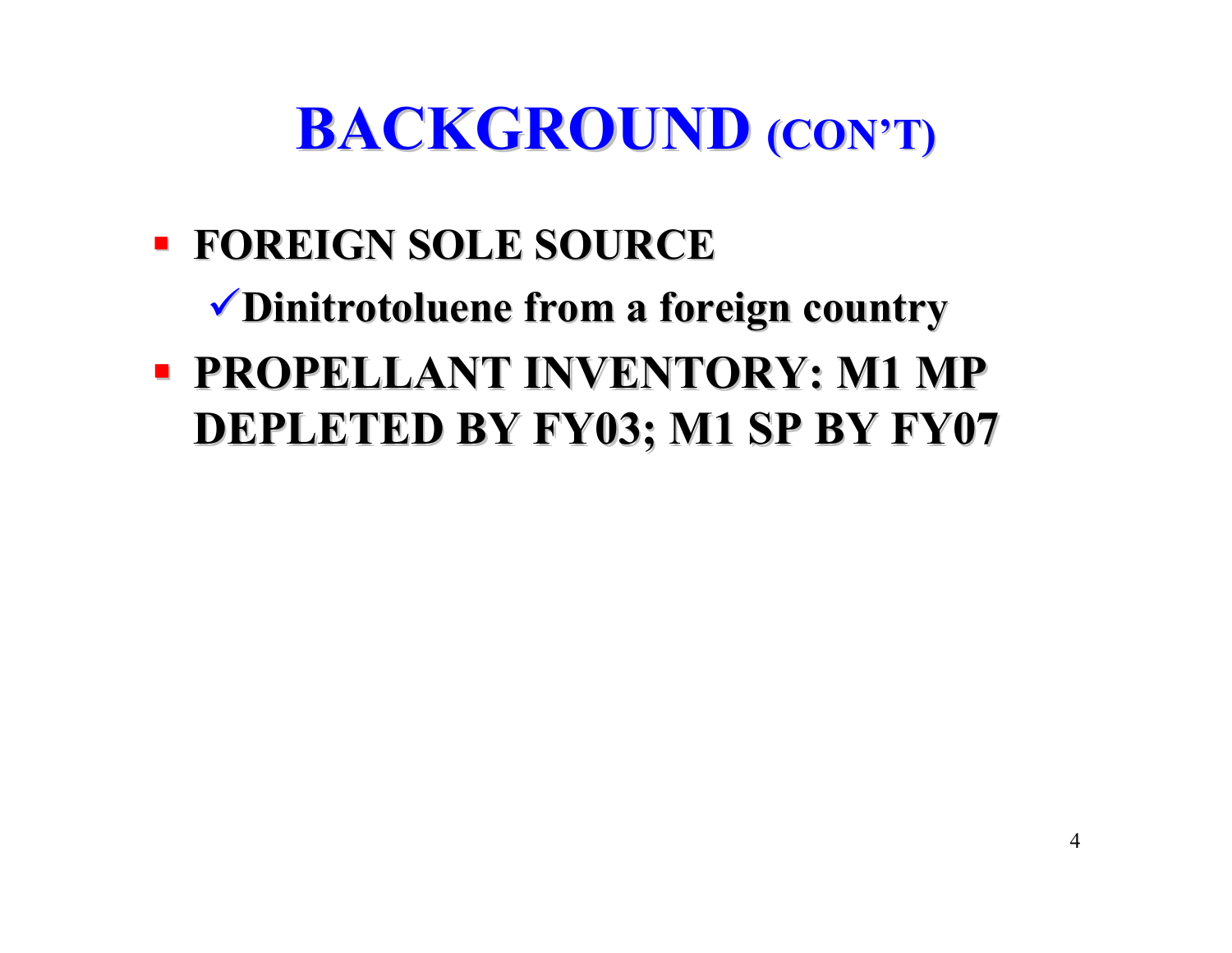# BACKGROUND (CON'T)

- **FOREIGN SOLE SOURCE**
  - ✓**Dinitrotoluene from a foreign country**
- **PROPELLANT INVENTORY: M1 MP DEPLETED BY FY03; M1 SP BY FY07**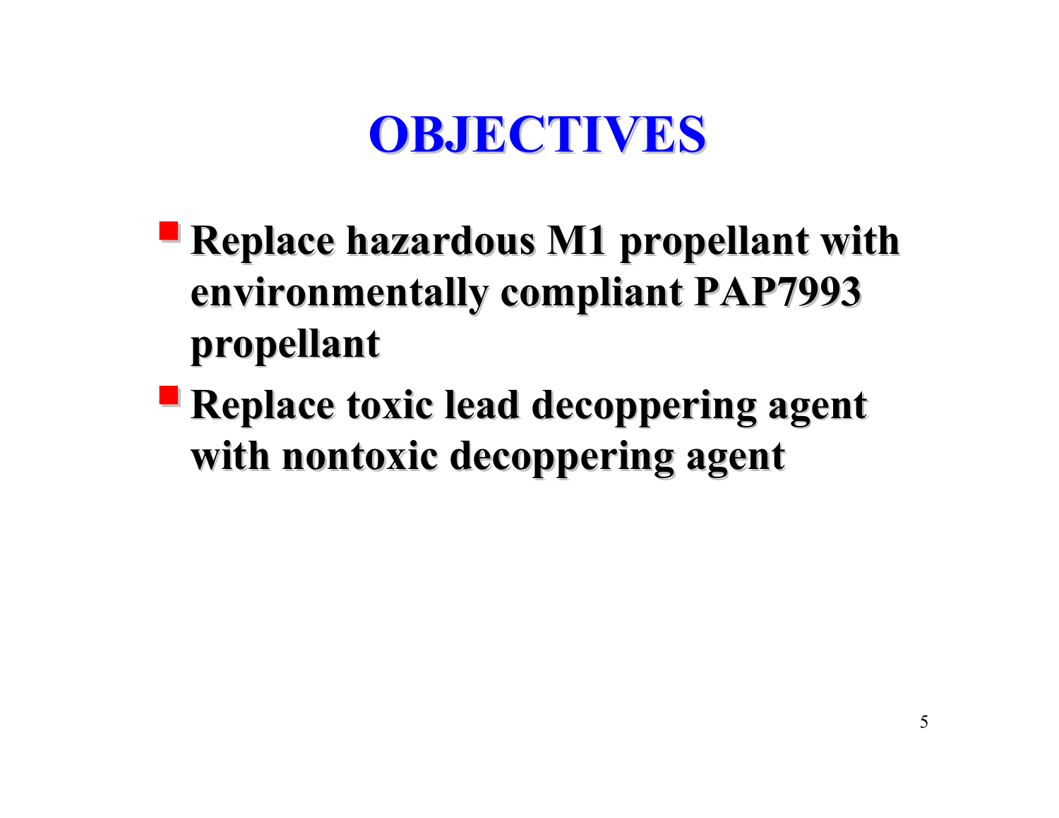# OBJECTIVES

- **Replace hazardous M1 propellant with environmentally compliant PAP7993 propellant**
- **Replace toxic lead decoppering agent with nontoxic decoppering agent**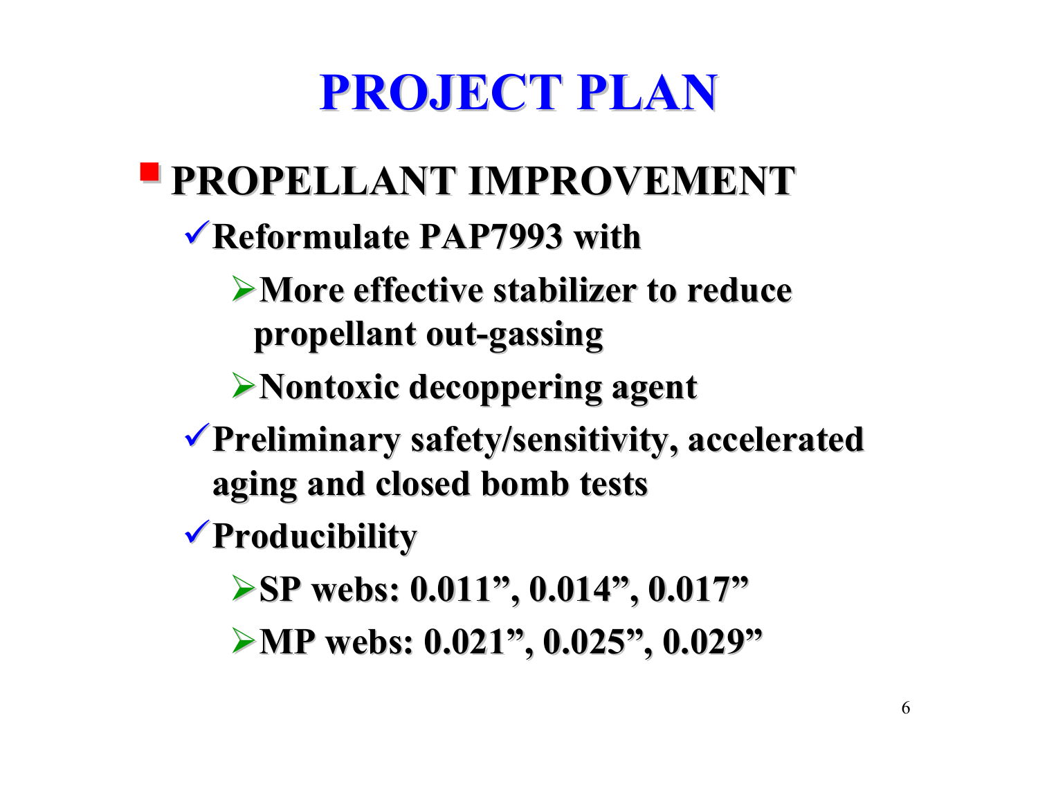# PROJECT PLAN

- **PROPELLANT IMPROVEMENT**
  - ✓ **Reformulate PAP7993 with**
    - ➢ **More effective stabilizer to reduce propellant out-gassing**
    - ➢ **Nontoxic decoppering agent**
  - ✓ **Preliminary safety/sensitivity, accelerated aging and closed bomb tests**
  - ✓ **Producibility**
    - ➢ **SP webs: 0.011”, 0.014”, 0.017”**
    - ➢ **MP webs: 0.021”, 0.025”, 0.029”**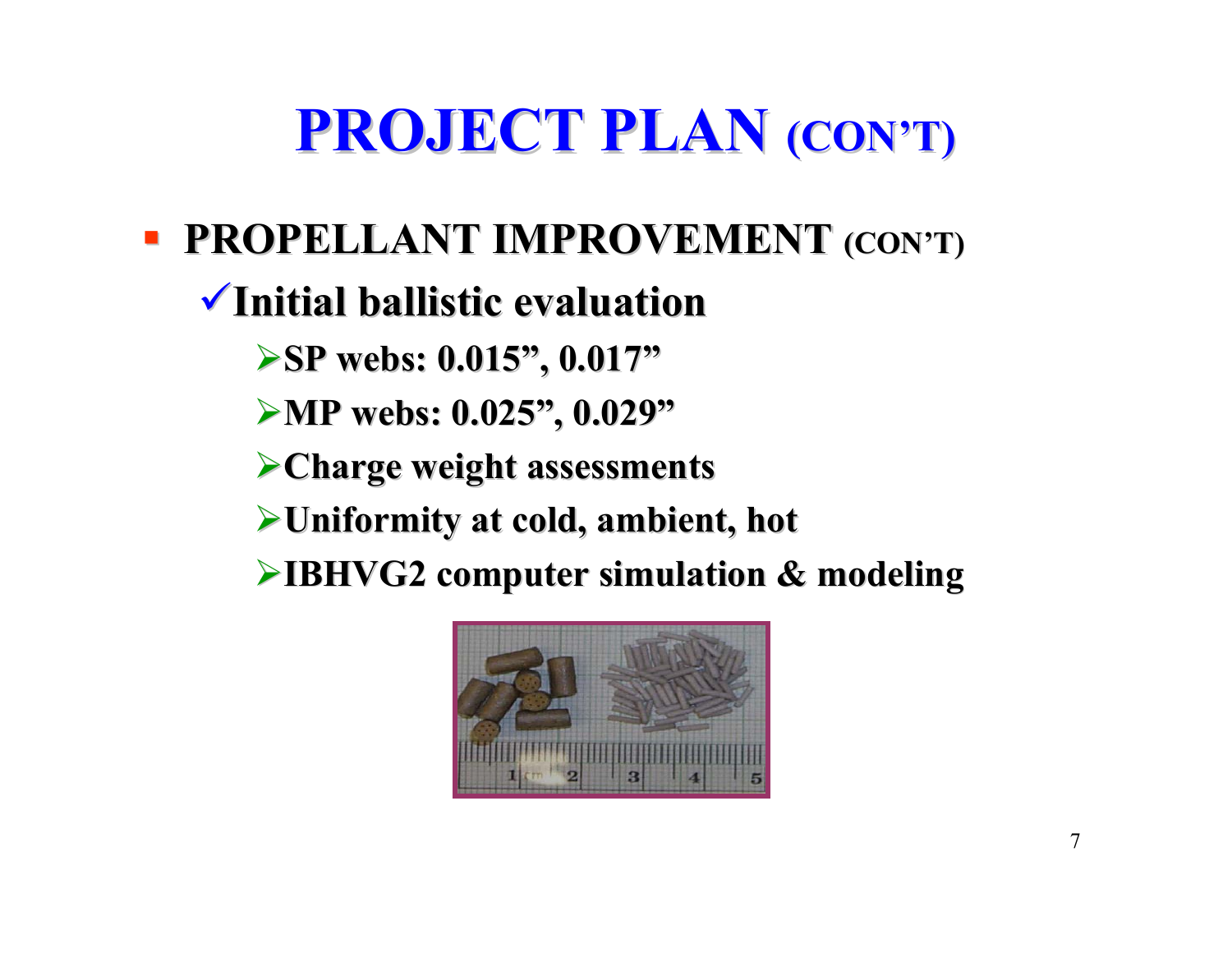# PROJECT PLAN (CON'T)

- **PROPELLANT IMPROVEMENT (CON'T)**
  - ✓ **Initial ballistic evaluation**
    - ➢ **SP webs: 0.015", 0.017"**
    - ➢ **MP webs: 0.025", 0.029"**
    - ➢ **Charge weight assessments**
    - ➢ **Uniformity at cold, ambient, hot**
    - ➢ **IBHVG2 computer simulation & modeling**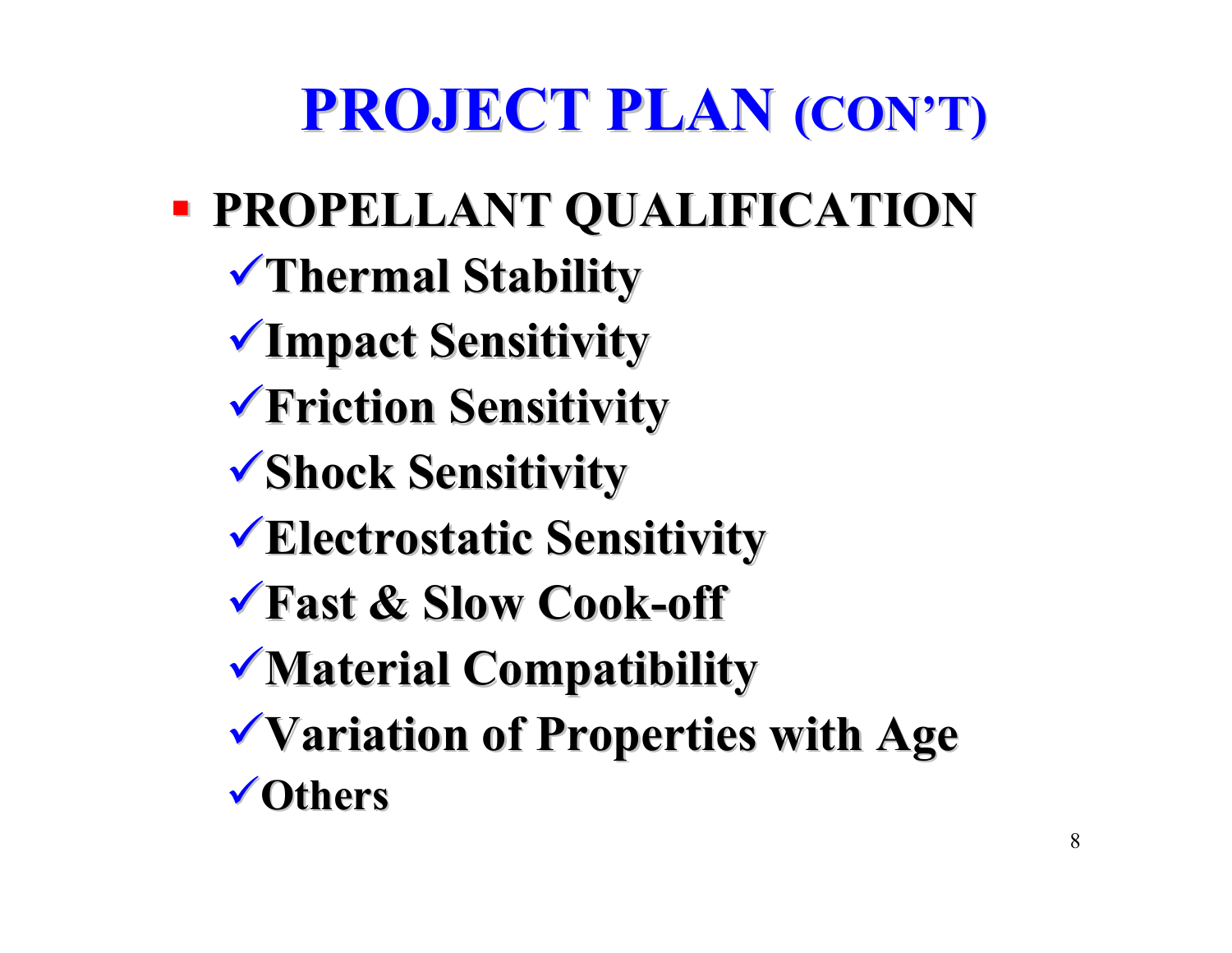# PROJECT PLAN (CON'T)

- **PROPELLANT QUALIFICATION**
  - ✓Thermal Stability
  - ✓Impact Sensitivity
  - ✓Friction Sensitivity
  - ✓Shock Sensitivity
  - ✓Electrostatic Sensitivity
  - ✓Fast & Slow Cook-off
  - ✓Material Compatibility
  - ✓Variation of Properties with Age
  - ✓Others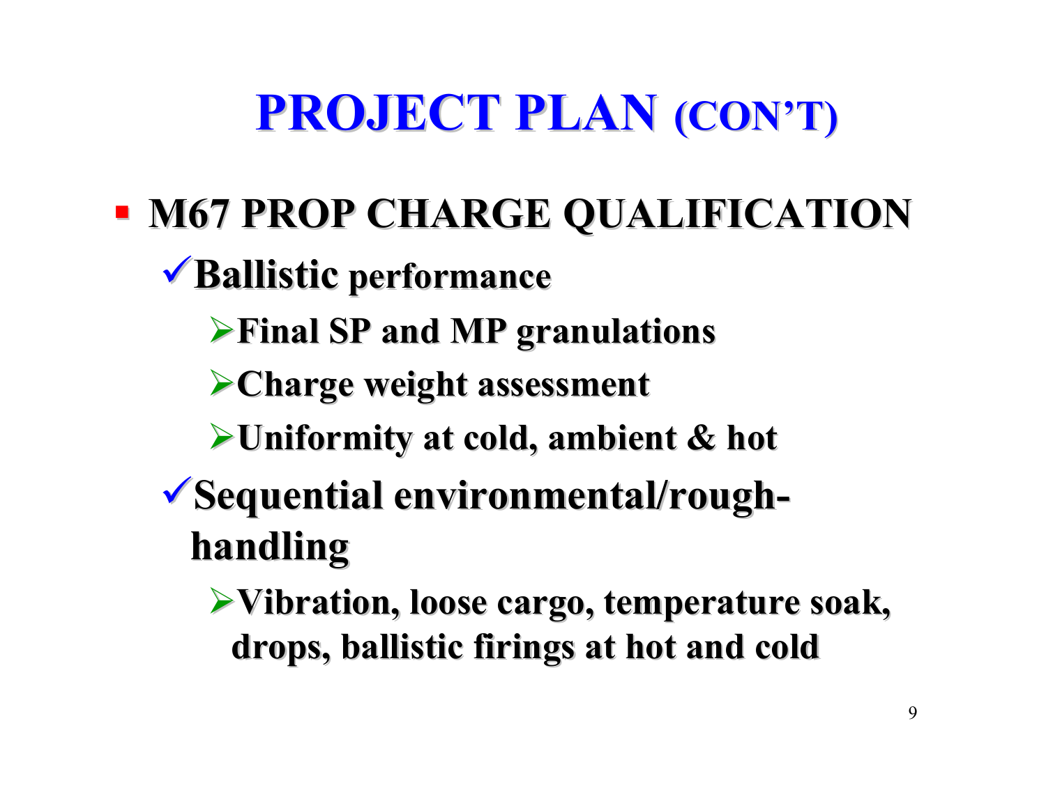# PROJECT PLAN (CON'T)

- **M67 PROP CHARGE QUALIFICATION**
  - ✓ **Ballistic performance**
    - ➢ **Final SP and MP granulations**
    - ➢ **Charge weight assessment**
    - ➢ **Uniformity at cold, ambient & hot**
  - ✓ **Sequential environmental/rough-handling**
    - ➢ **Vibration, loose cargo, temperature soak, drops, ballistic firings at hot and cold**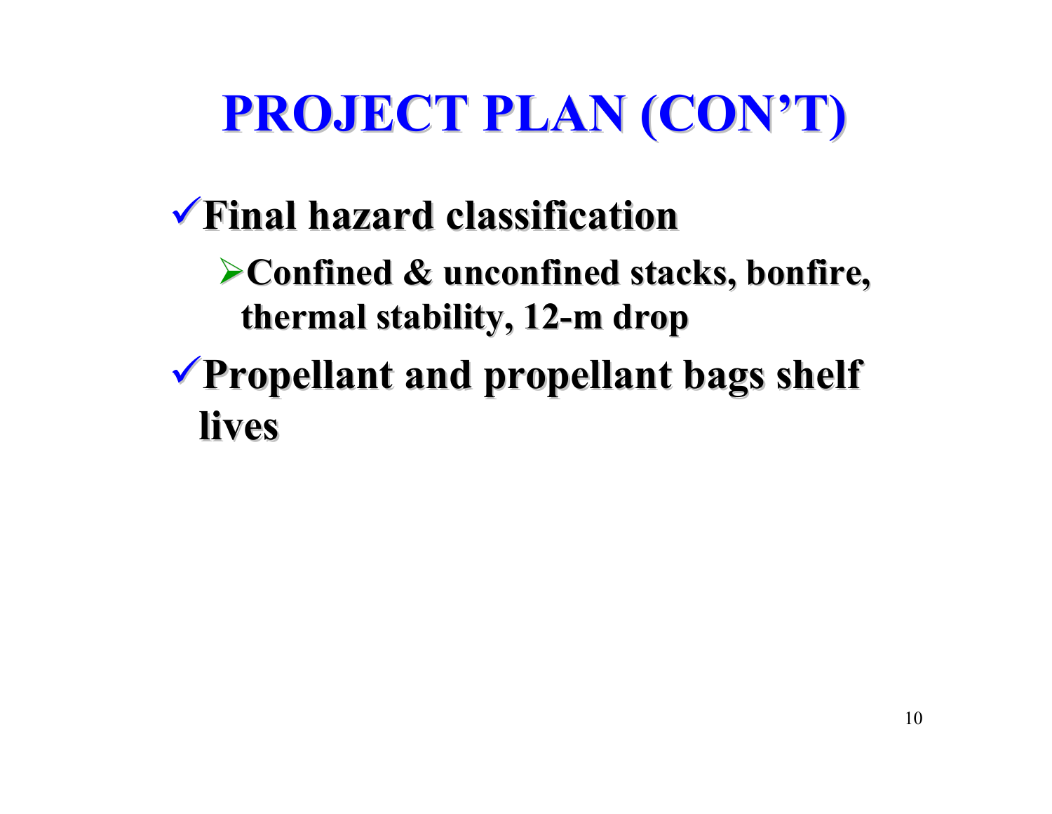# PROJECT PLAN (CON'T)

- ✓ **Final hazard classification**
  - ➢ **Confined & unconfined stacks, bonfire, thermal stability, 12-m drop**
- ✓ **Propellant and propellant bags shelf lives**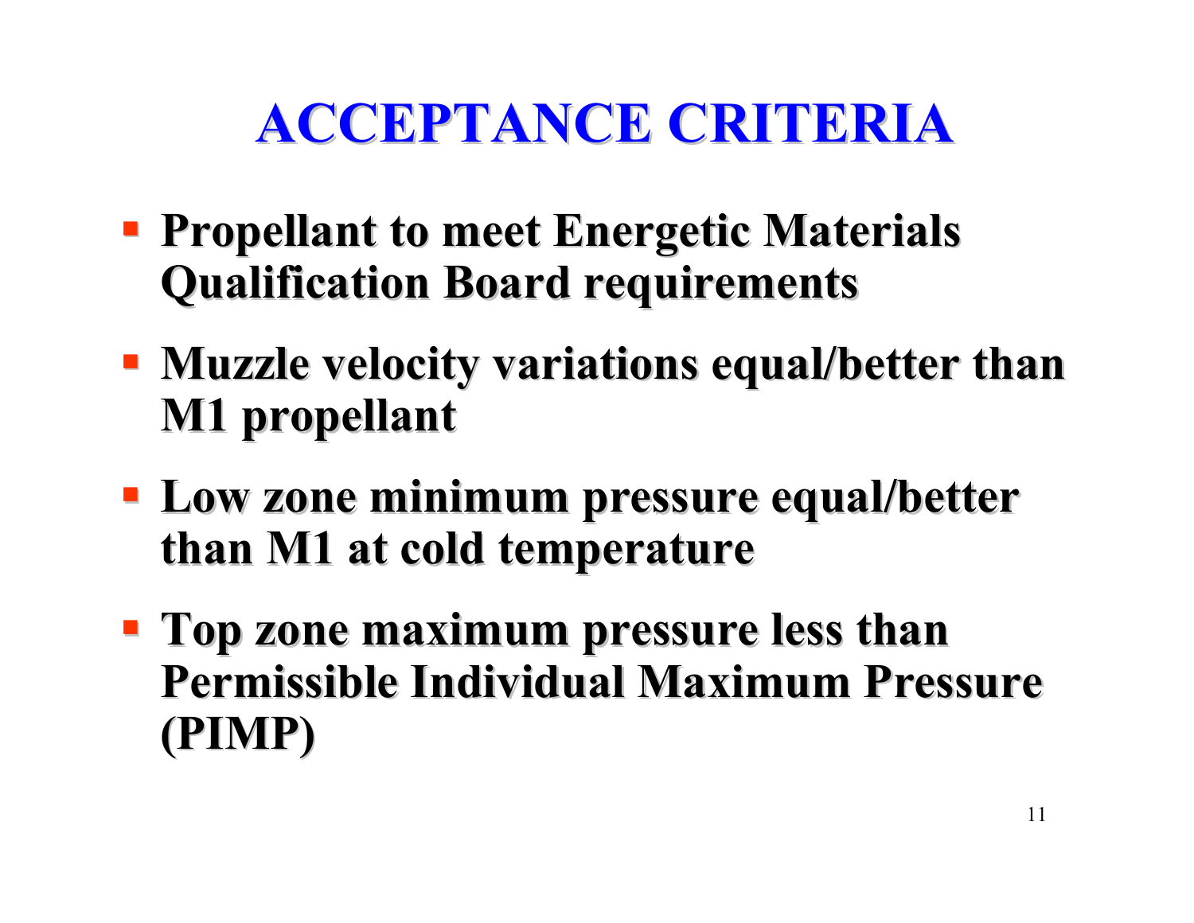# ACCEPTANCE CRITERIA

- **Propellant to meet Energetic Materials Qualification Board requirements**
- **Muzzle velocity variations equal/better than M1 propellant**
- **Low zone minimum pressure equal/better than M1 at cold temperature**
- **Top zone maximum pressure less than Permissible Individual Maximum Pressure (PIMP)**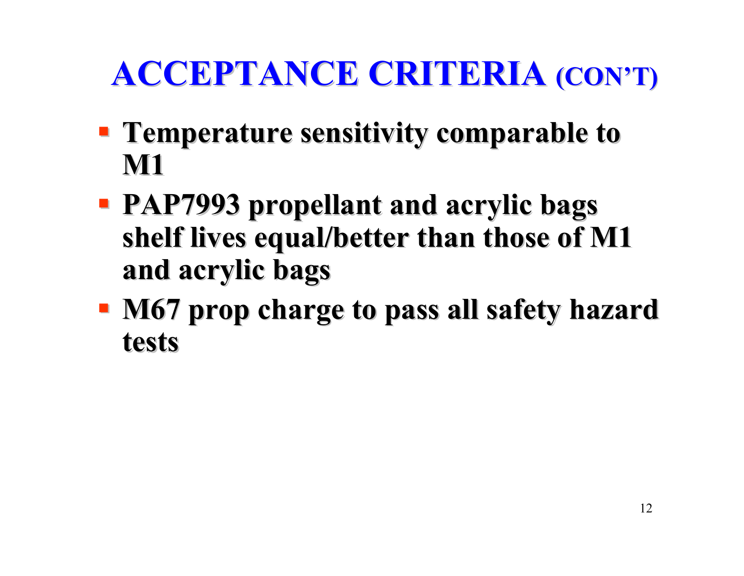# ACCEPTANCE CRITERIA (CON'T)

- **Temperature sensitivity comparable to M1**
- **PAP7993 propellant and acrylic bags shelf lives equal/better than those of M1 and acrylic bags**
- **M67 prop charge to pass all safety hazard tests**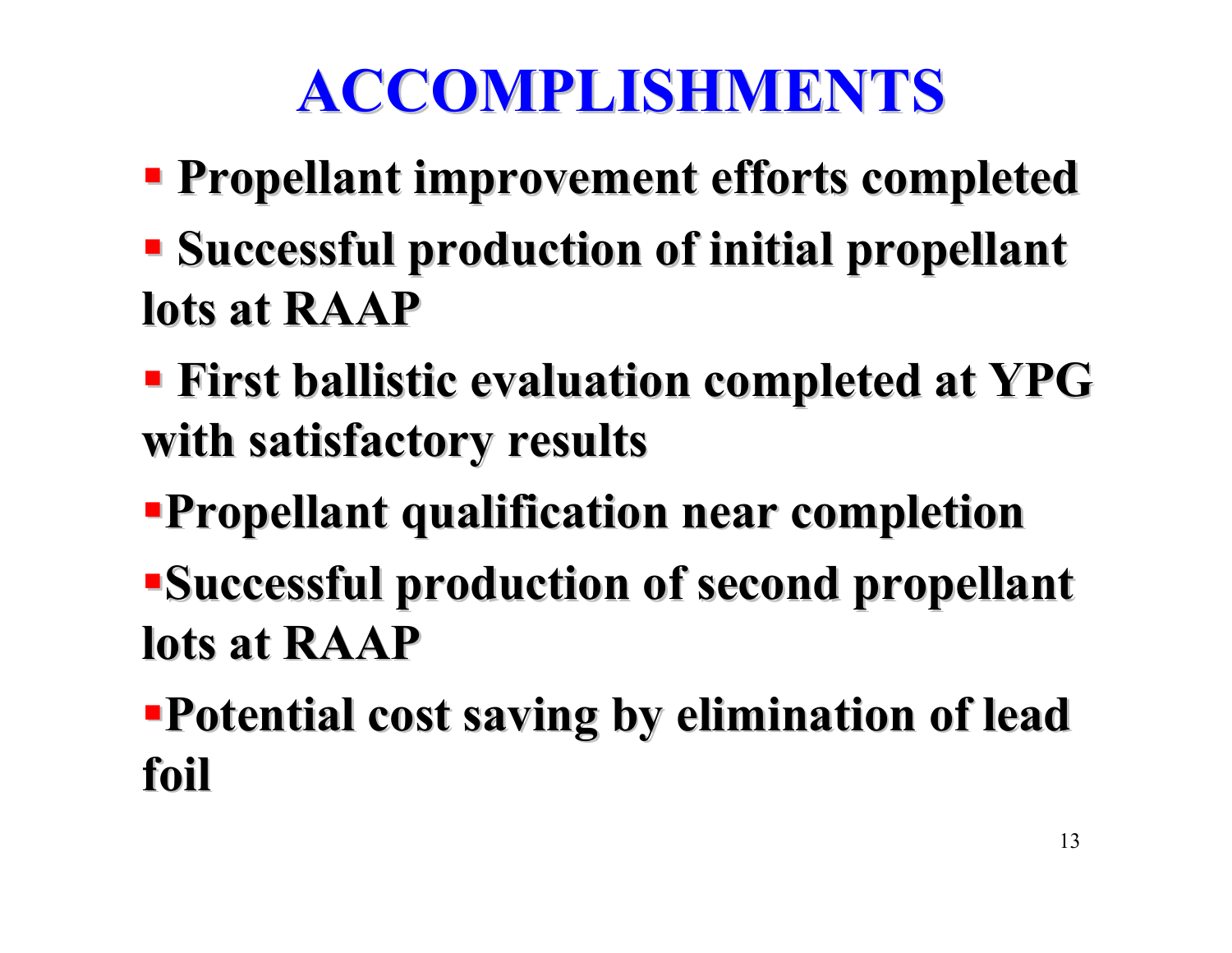# ACCOMPLISHMENTS

- **Propellant improvement efforts completed**
- **Successful production of initial propellant lots at RAAP**
- **First ballistic evaluation completed at YPG with satisfactory results**
- **Propellant qualification near completion**
- **Successful production of second propellant lots at RAAP**
- **Potential cost saving by elimination of lead foil**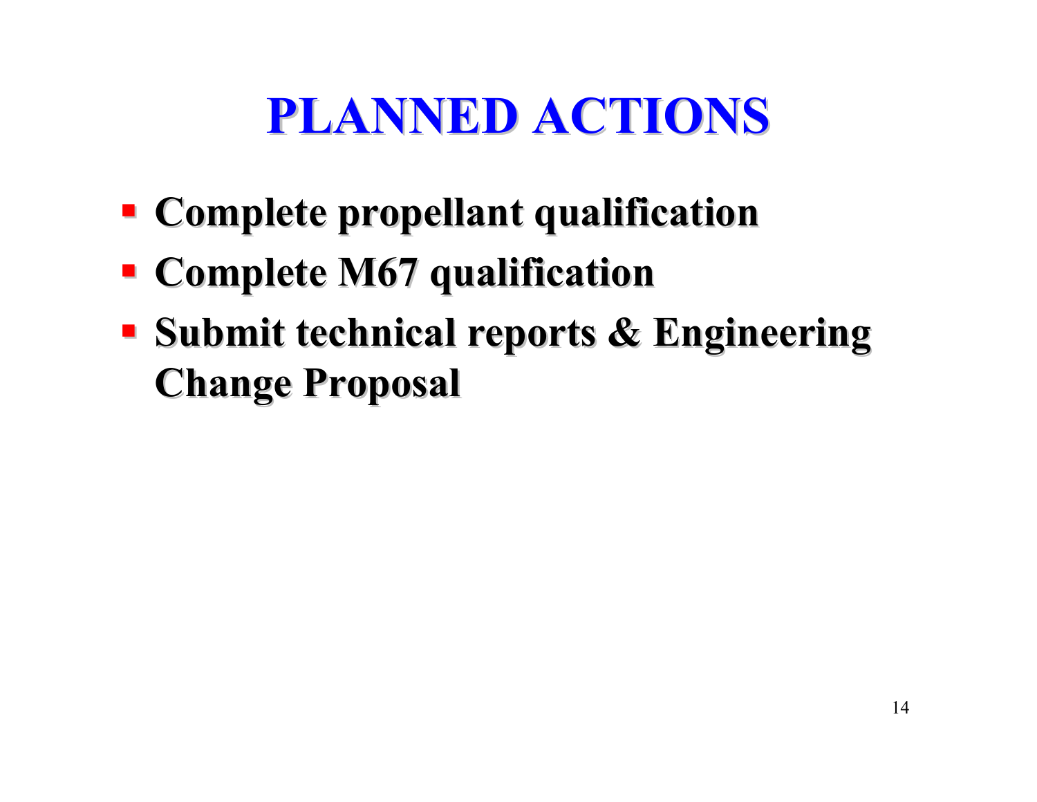# PLANNED ACTIONS

- **Complete propellant qualification**
- **Complete M67 qualification**
- **Submit technical reports & Engineering Change Proposal**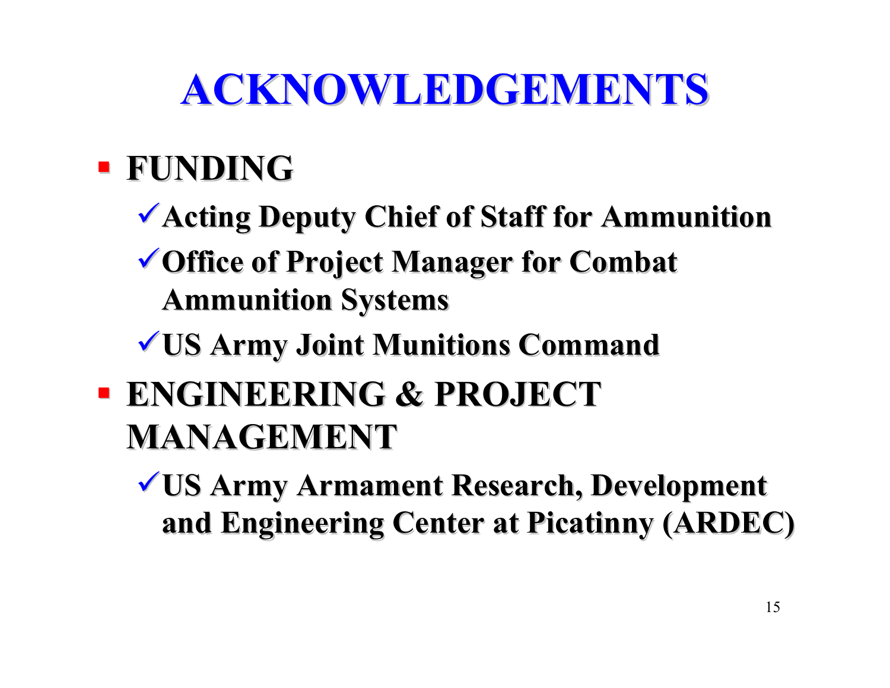# ACKNOWLEDGEMENTS

- **FUNDING**
  - ✓ **Acting Deputy Chief of Staff for Ammunition**
  - ✓ **Office of Project Manager for Combat Ammunition Systems**
  - ✓ **US Army Joint Munitions Command**
- **ENGINEERING & PROJECT MANAGEMENT**
  - ✓ **US Army Armament Research, Development and Engineering Center at Picatinny (ARDEC)**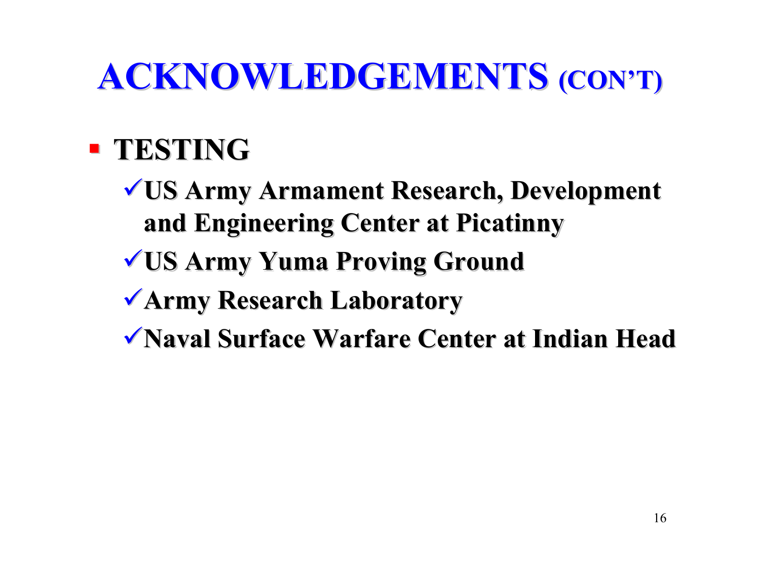# ACKNOWLEDGEMENTS (CON'T)

- **TESTING**
  - ✓ **US Army Armament Research, Development and Engineering Center at Picatinny**
  - ✓ **US Army Yuma Proving Ground**
  - ✓ **Army Research Laboratory**
  - ✓ **Naval Surface Warfare Center at Indian Head**